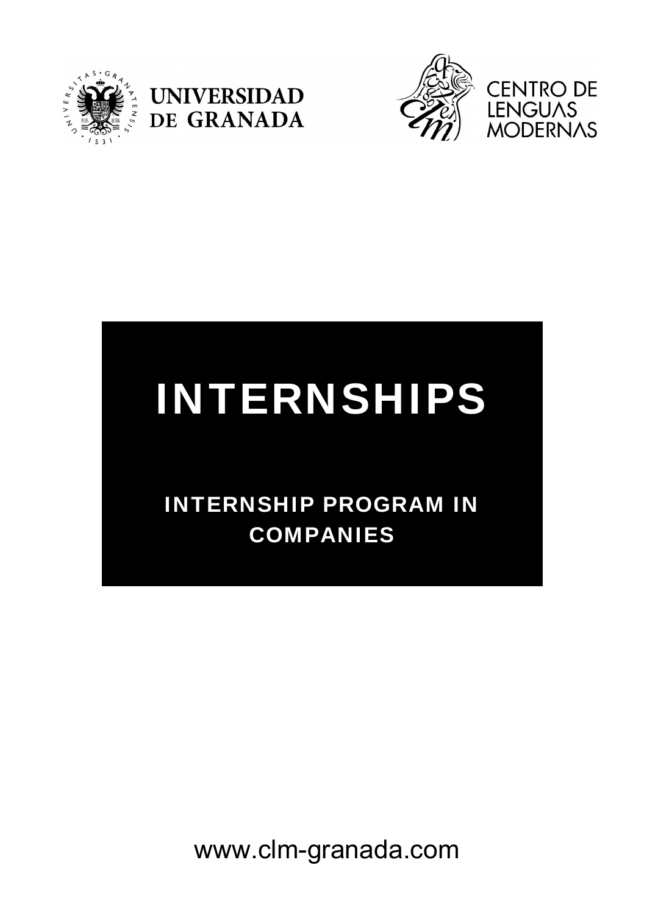UNIVERSIDAD DE GRANADA

CENTRO DE LENGUAS MODERNAS

# INTERNSHIPS

## INTERNSHIP PROGRAM IN COMPANIES

www.clm-granada.com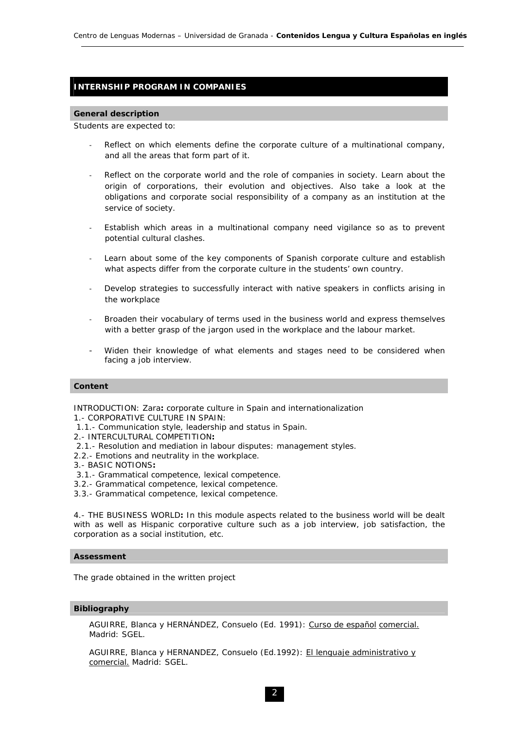## INTERNSHIP PROGRAM IN COMPANIES

### General description

Students are expected to:

- Reflect on which elements define the corporate culture of a multinational company, and all the areas that form part of it.
- Reflect on the corporate world and the role of companies in society. Learn about the origin of corporations, their evolution and objectives. Also take a look at the obligations and corporate social responsibility of a company as an institution at the service of society.
- Establish which areas in a multinational company need vigilance so as to prevent potential cultural clashes.
- Learn about some of the key components of Spanish corporate culture and establish what aspects differ from the corporate culture in the students' own country.
- Develop strategies to successfully interact with native speakers in conflicts arising in the workplace
- Broaden their vocabulary of terms used in the business world and express themselves with a better grasp of the jargon used in the workplace and the labour market.
- Widen their knowledge of what elements and stages need to be considered when facing a job interview.

### Content

INTRODUCTION: Zara**:** corporate culture in Spain and internationalization
1.- CORPORATIVE CULTURE IN SPAIN:
1.1.- Communication style, leadership and status in Spain.
2.- INTERCULTURAL COMPETITION**:**
2.1.- Resolution and mediation in labour disputes: management styles.
2.2.- Emotions and neutrality in the workplace.
3.- BASIC NOTIONS**:**
3.1.- Grammatical competence, lexical competence.
3.2.- Grammatical competence, lexical competence.
3.3.- Grammatical competence, lexical competence.

4.- THE BUSINESS WORLD**:** In this module aspects related to the business world will be dealt with as well as Hispanic corporative culture such as a job interview, job satisfaction, the corporation as a social institution, etc.

### Assessment

The grade obtained in the written project

### Bibliography

AGUIRRE, Blanca y HERNÁNDEZ, Consuelo (Ed. 1991): Curso de español comercial. Madrid: SGEL.

AGUIRRE, Blanca y HERNANDEZ, Consuelo (Ed.1992): El lenguaje administrativo y comercial. Madrid: SGEL.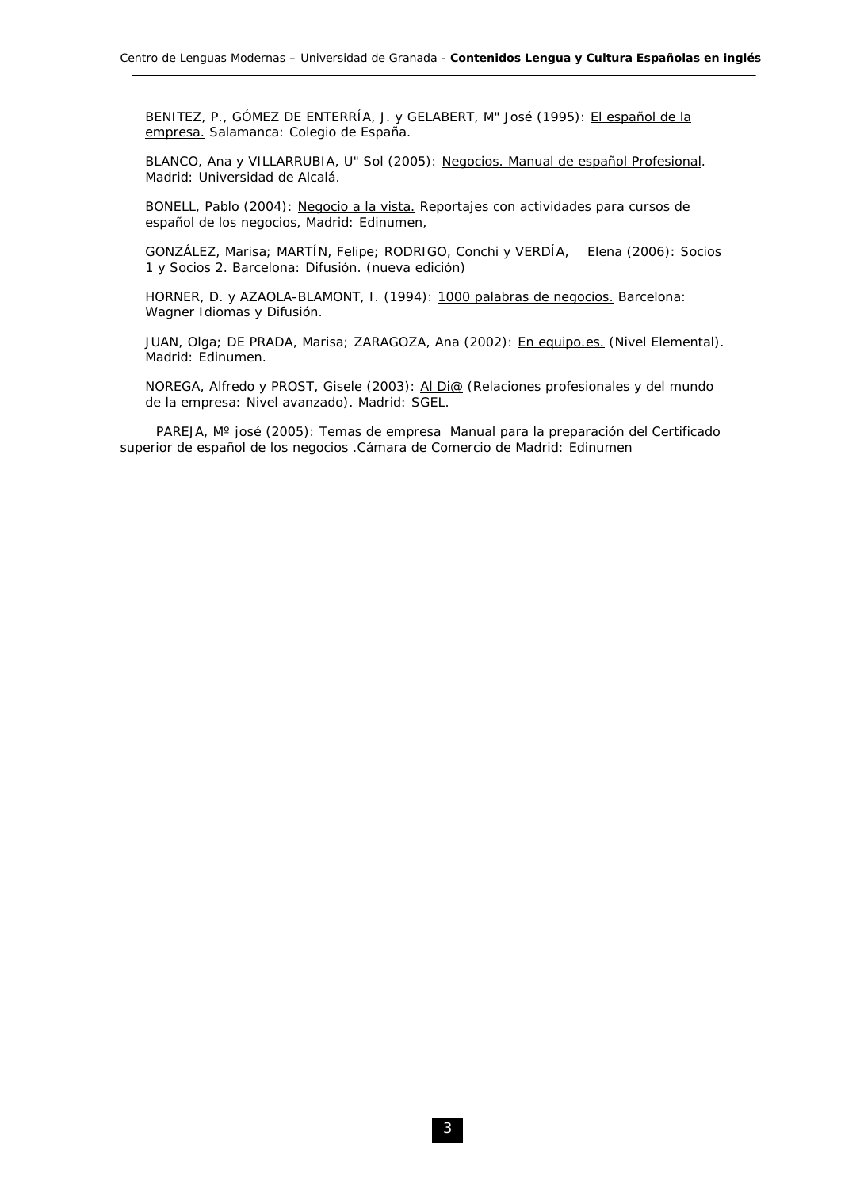BENITEZ, P., GÓMEZ DE ENTERRÍA, J. y GELABERT, M" José (1995): El español de la empresa. Salamanca: Colegio de España.

BLANCO, Ana y VILLARRUBIA, U" Sol (2005): Negocios. Manual de español Profesional. Madrid: Universidad de Alcalá.

BONELL, Pablo (2004): Negocio a la vista. Reportajes con actividades para cursos de español de los negocios, Madrid: Edinumen,

GONZÁLEZ, Marisa; MARTÍN, Felipe; RODRIGO, Conchi y VERDÍA, Elena (2006): Socios 1 y Socios 2. Barcelona: Difusión. (nueva edición)

HORNER, D. y AZAOLA-BLAMONT, I. (1994): 1000 palabras de negocios. Barcelona: Wagner Idiomas y Difusión.

JUAN, Olga; DE PRADA, Marisa; ZARAGOZA, Ana (2002): En equipo.es. (Nivel Elemental). Madrid: Edinumen.

NOREGA, Alfredo y PROST, Gisele (2003): Al Di@ (Relaciones profesionales y del mundo de la empresa: Nivel avanzado). Madrid: SGEL.

PAREJA, Mº josé (2005): Temas de empresa Manual para la preparación del Certificado superior de español de los negocios .Cámara de Comercio de Madrid: Edinumen